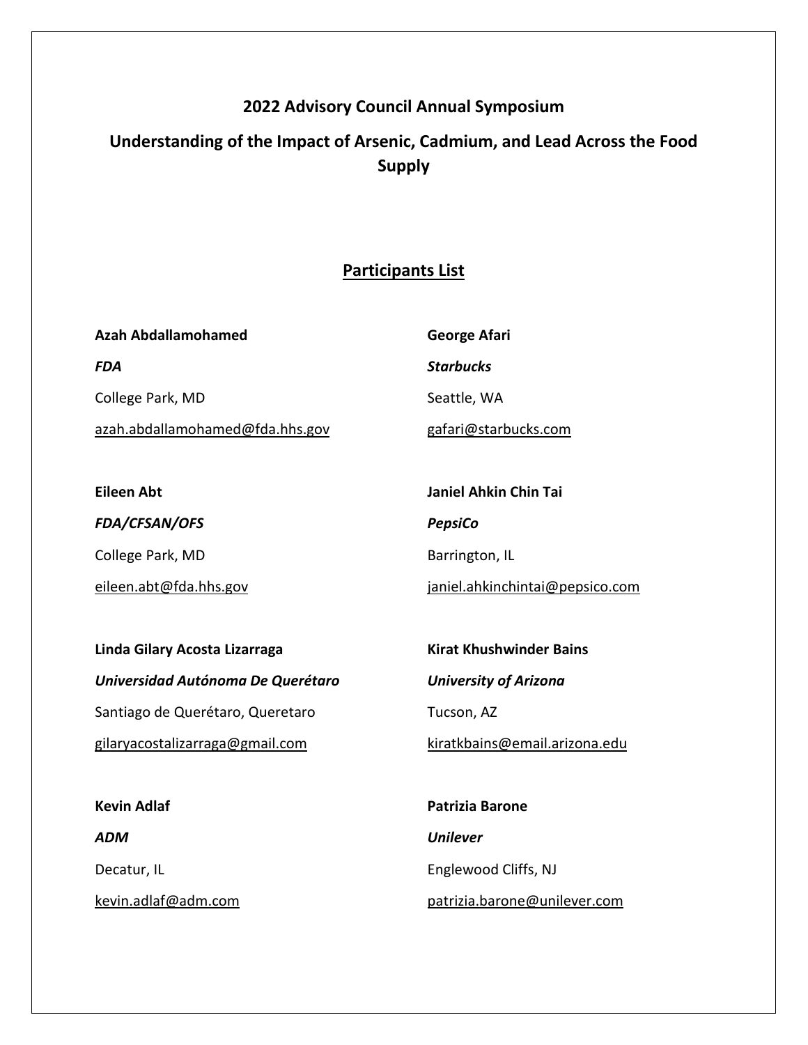# 2022 Advisory Council Annual Symposium

## Understanding of the Impact of Arsenic, Cadmium, and Lead Across the Food Supply

### Participants List

**Azah Abdallamohamed**

***FDA***

College Park, MD

azah.abdallamohamed@fda.hhs.gov

**Eileen Abt**

***FDA/CFSAN/OFS***

College Park, MD

eileen.abt@fda.hhs.gov

**Linda Gilary Acosta Lizarraga**

***Universidad Autónoma De Querétaro***

Santiago de Querétaro, Queretaro

gilaryacostalizarraga@gmail.com

**Kevin Adlaf**

***ADM***

Decatur, IL

kevin.adlaf@adm.com

**George Afari**

***Starbucks***

Seattle, WA

gafari@starbucks.com

**Janiel Ahkin Chin Tai**

***PepsiCo***

Barrington, IL

janiel.ahkinchintai@pepsico.com

**Kirat Khushwinder Bains**

***University of Arizona***

Tucson, AZ

kiratkbains@email.arizona.edu

**Patrizia Barone**

***Unilever***

Englewood Cliffs, NJ

patrizia.barone@unilever.com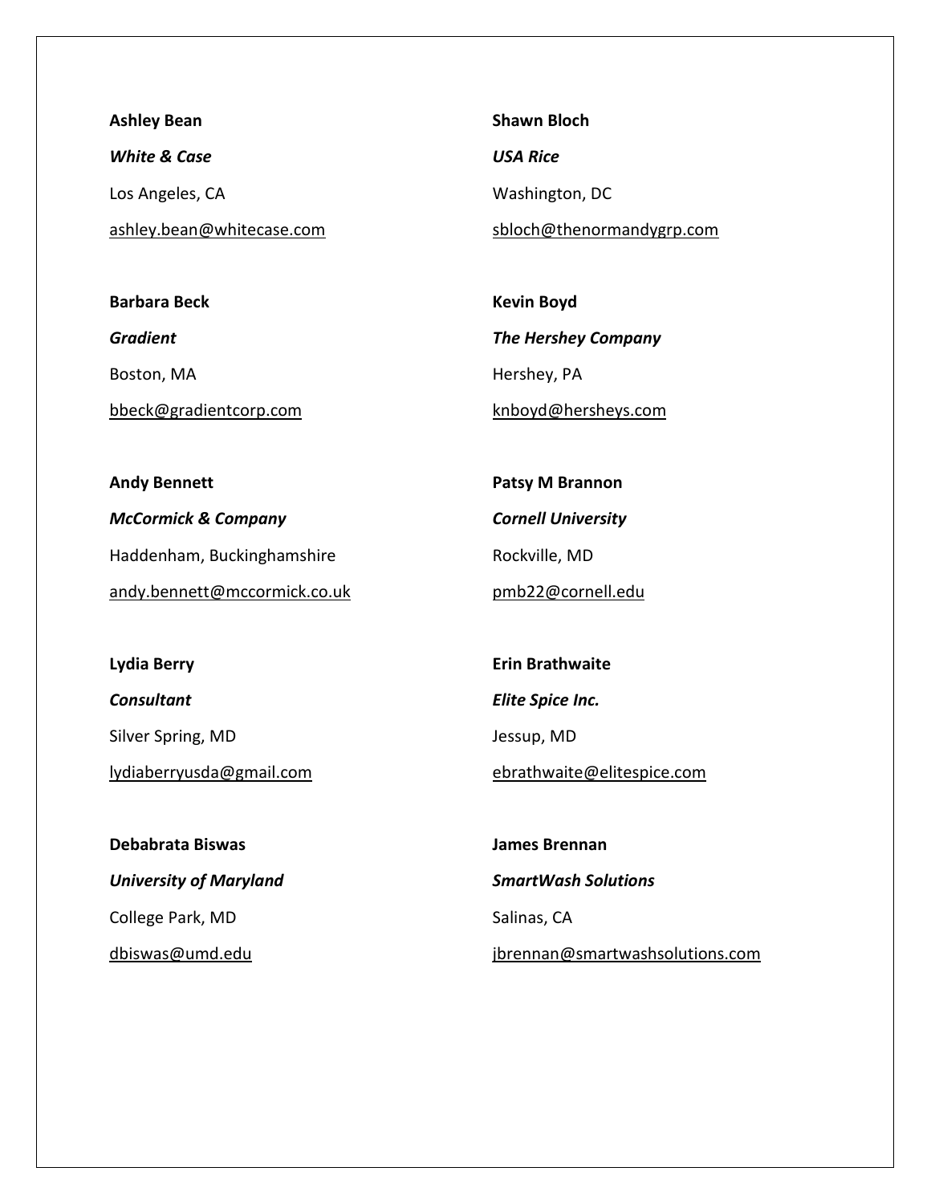**Ashley Bean**

***White & Case***

Los Angeles, CA

ashley.bean@whitecase.com

**Barbara Beck**

***Gradient***

Boston, MA

bbeck@gradientcorp.com

**Andy Bennett**

***McCormick & Company***

Haddenham, Buckinghamshire

andy.bennett@mccormick.co.uk

**Lydia Berry**

***Consultant***

Silver Spring, MD

lydiaberryusda@gmail.com

**Debabrata Biswas**

***University of Maryland***

College Park, MD

dbiswas@umd.edu

**Shawn Bloch**

***USA Rice***

Washington, DC

sbloch@thenormandygrp.com

**Kevin Boyd**

***The Hershey Company***

Hershey, PA

knboyd@hersheys.com

**Patsy M Brannon**

***Cornell University***

Rockville, MD

pmb22@cornell.edu

**Erin Brathwaite**

***Elite Spice Inc.***

Jessup, MD

ebrathwaite@elitespice.com

**James Brennan**

***SmartWash Solutions***

Salinas, CA

jbrennan@smartwashsolutions.com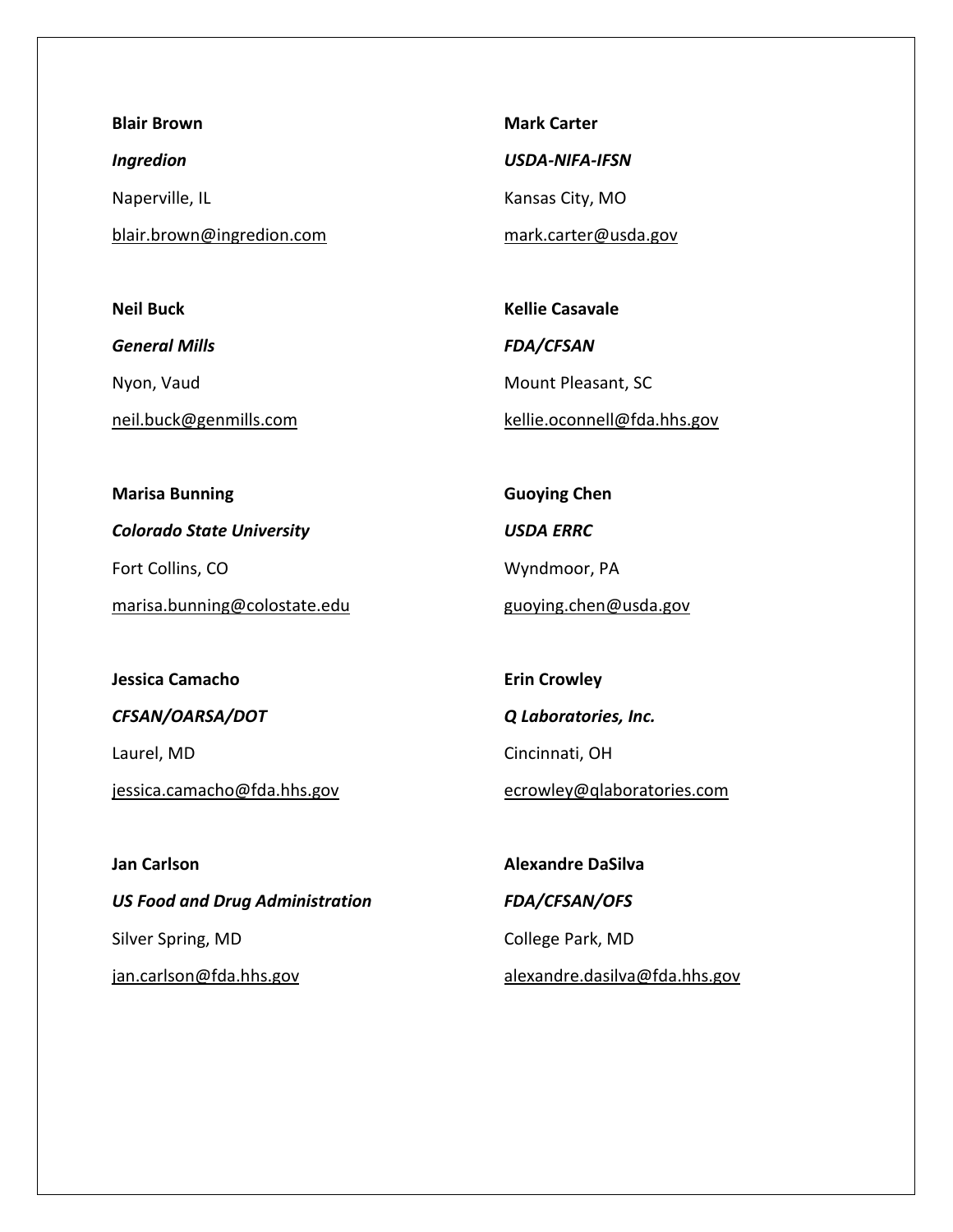**Blair Brown**

***Ingredion***

Naperville, IL

blair.brown@ingredion.com

**Neil Buck**

***General Mills***

Nyon, Vaud

neil.buck@genmills.com

**Marisa Bunning**

***Colorado State University***

Fort Collins, CO

marisa.bunning@colostate.edu

**Jessica Camacho**

***CFSAN/OARSA/DOT***

Laurel, MD

jessica.camacho@fda.hhs.gov

**Jan Carlson**

***US Food and Drug Administration***

Silver Spring, MD

jan.carlson@fda.hhs.gov

**Mark Carter**

***USDA-NIFA-IFSN***

Kansas City, MO

mark.carter@usda.gov

**Kellie Casavale**

***FDA/CFSAN***

Mount Pleasant, SC

kellie.oconnell@fda.hhs.gov

**Guoying Chen**

***USDA ERRC***

Wyndmoor, PA

guoying.chen@usda.gov

**Erin Crowley**

***Q Laboratories, Inc.***

Cincinnati, OH

ecrowley@qlaboratories.com

**Alexandre DaSilva**

***FDA/CFSAN/OFS***

College Park, MD

alexandre.dasilva@fda.hhs.gov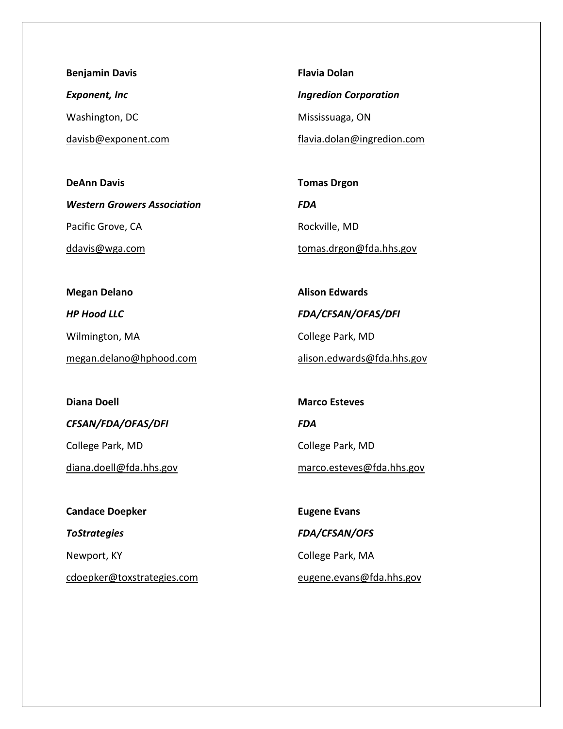**Benjamin Davis**

***Exponent, Inc***

Washington, DC

davisb@exponent.com

**DeAnn Davis**

***Western Growers Association***

Pacific Grove, CA

ddavis@wga.com

**Megan Delano**

***HP Hood LLC***

Wilmington, MA

megan.delano@hphood.com

**Diana Doell**

***CFSAN/FDA/OFAS/DFI***

College Park, MD

diana.doell@fda.hhs.gov

**Candace Doepker**

***ToStrategies***

Newport, KY

cdoepker@toxstrategies.com

**Flavia Dolan**

***Ingredion Corporation***

Mississuaga, ON

flavia.dolan@ingredion.com

**Tomas Drgon**

***FDA***

Rockville, MD

tomas.drgon@fda.hhs.gov

**Alison Edwards**

***FDA/CFSAN/OFAS/DFI***

College Park, MD

alison.edwards@fda.hhs.gov

**Marco Esteves**

***FDA***

College Park, MD

marco.esteves@fda.hhs.gov

**Eugene Evans**

***FDA/CFSAN/OFS***

College Park, MA

eugene.evans@fda.hhs.gov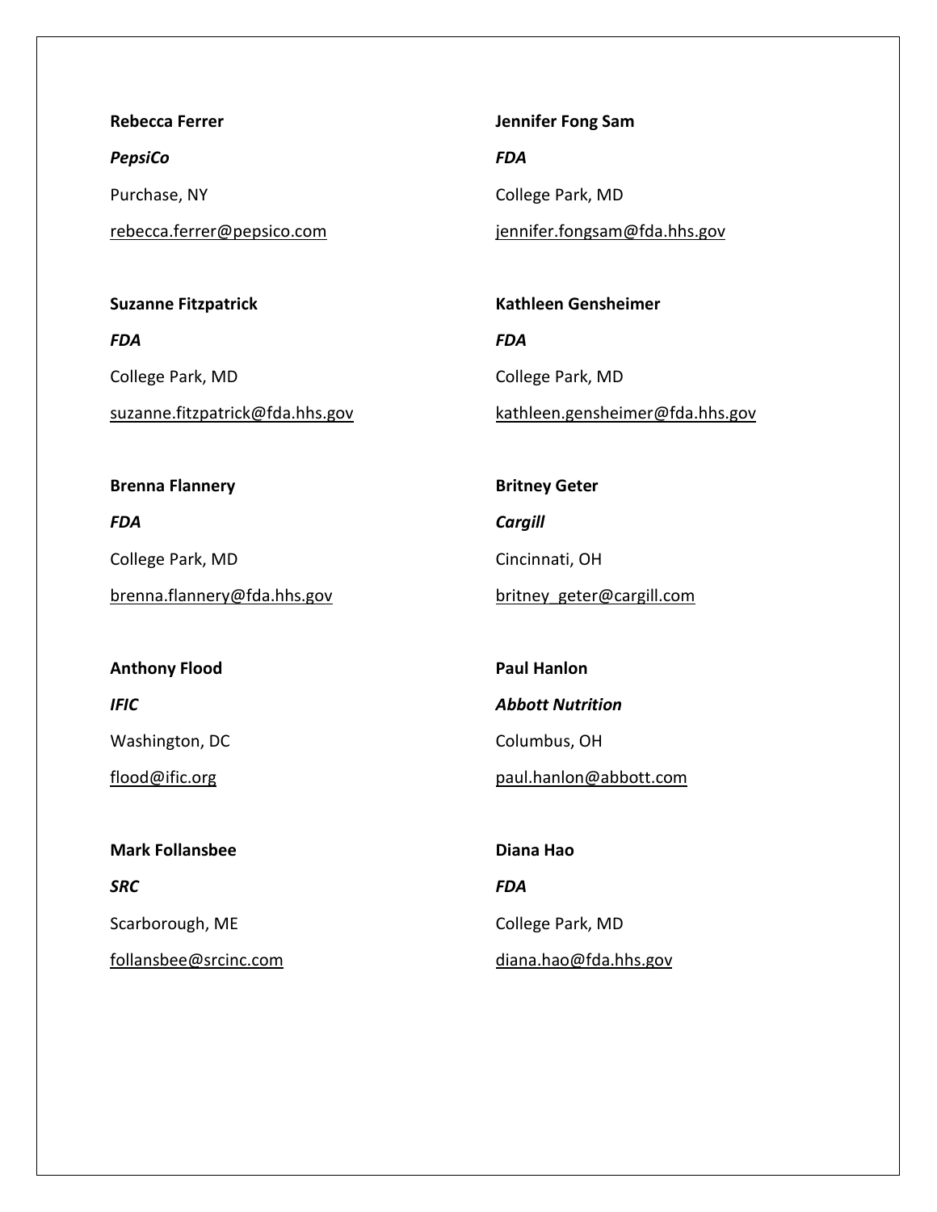**Rebecca Ferrer**

***PepsiCo***

Purchase, NY

rebecca.ferrer@pepsico.com

**Suzanne Fitzpatrick**

***FDA***

College Park, MD

suzanne.fitzpatrick@fda.hhs.gov

**Brenna Flannery**

***FDA***

College Park, MD

brenna.flannery@fda.hhs.gov

**Anthony Flood**

***IFIC***

Washington, DC

flood@ific.org

**Mark Follansbee**

***SRC***

Scarborough, ME

follansbee@srcinc.com

**Jennifer Fong Sam**

***FDA***

College Park, MD

jennifer.fongsam@fda.hhs.gov

**Kathleen Gensheimer**

***FDA***

College Park, MD

kathleen.gensheimer@fda.hhs.gov

**Britney Geter**

***Cargill***

Cincinnati, OH

britney_geter@cargill.com

**Paul Hanlon**

***Abbott Nutrition***

Columbus, OH

paul.hanlon@abbott.com

**Diana Hao**

***FDA***

College Park, MD

diana.hao@fda.hhs.gov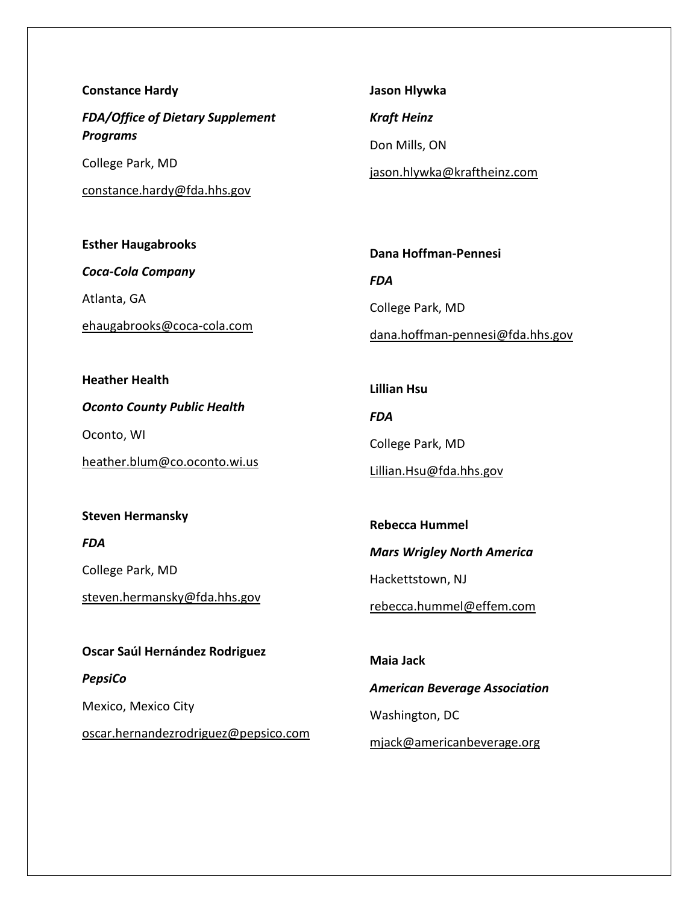**Constance Hardy**

***FDA/Office of Dietary Supplement Programs***

College Park, MD

constance.hardy@fda.hhs.gov

**Esther Haugabrooks**

***Coca-Cola Company***

Atlanta, GA

ehaugabrooks@coca-cola.com

**Heather Health**

***Oconto County Public Health***

Oconto, WI

heather.blum@co.oconto.wi.us

**Steven Hermansky**

***FDA***

College Park, MD

steven.hermansky@fda.hhs.gov

**Oscar Saúl Hernández Rodriguez**

***PepsiCo***

Mexico, Mexico City

oscar.hernandezrodriguez@pepsico.com

**Jason Hlywka**

***Kraft Heinz***

Don Mills, ON

jason.hlywka@kraftheinz.com

**Dana Hoffman-Pennesi**

***FDA***

College Park, MD

dana.hoffman-pennesi@fda.hhs.gov

**Lillian Hsu**

***FDA***

College Park, MD

Lillian.Hsu@fda.hhs.gov

**Rebecca Hummel**

***Mars Wrigley North America***

Hackettstown, NJ

rebecca.hummel@effem.com

**Maia Jack**

***American Beverage Association***

Washington, DC

mjack@americanbeverage.org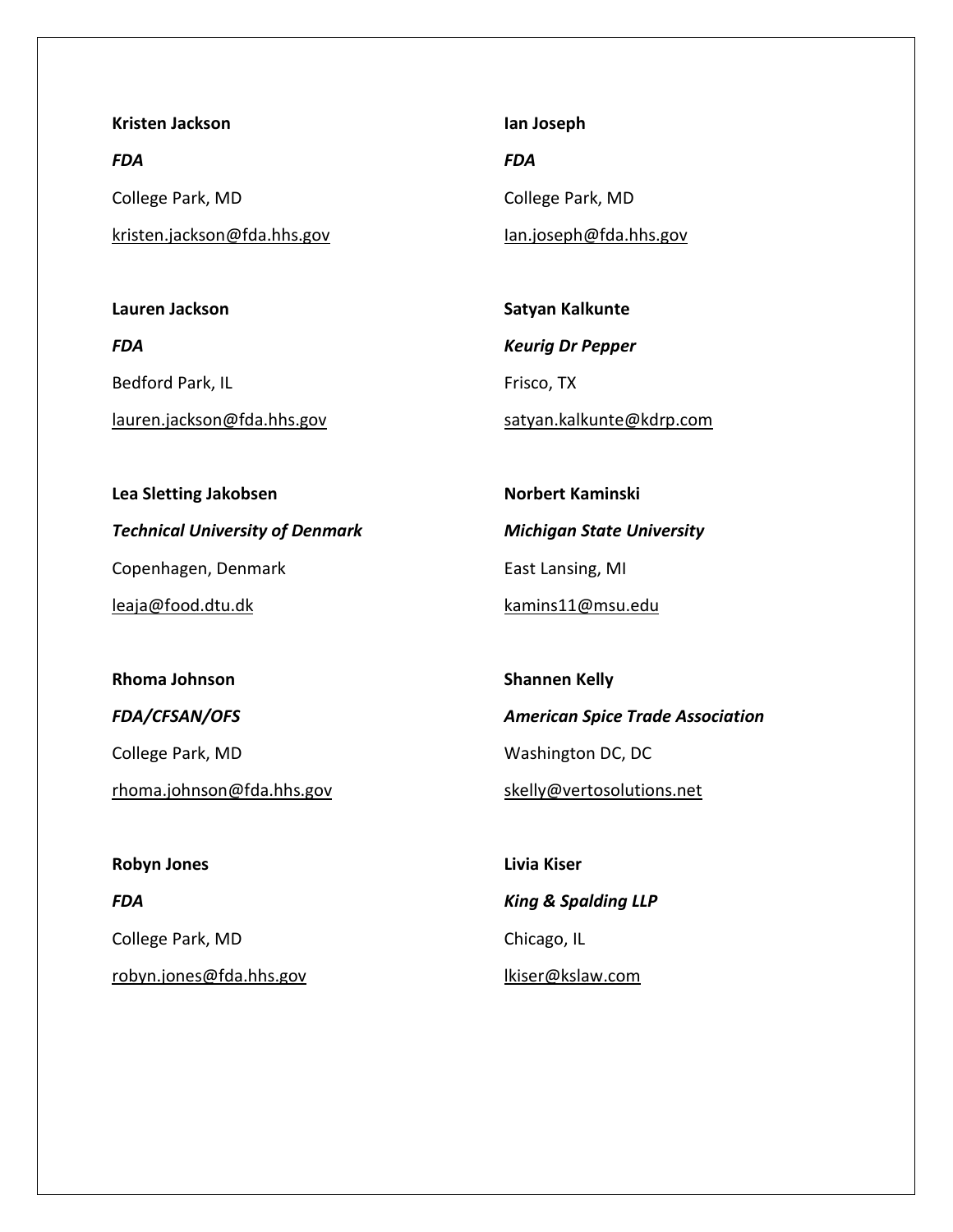**Kristen Jackson**

***FDA***

College Park, MD

kristen.jackson@fda.hhs.gov

**Lauren Jackson**

***FDA***

Bedford Park, IL

lauren.jackson@fda.hhs.gov

**Lea Sletting Jakobsen**

***Technical University of Denmark***

Copenhagen, Denmark

leaja@food.dtu.dk

**Rhoma Johnson**

***FDA/CFSAN/OFS***

College Park, MD

rhoma.johnson@fda.hhs.gov

**Robyn Jones**

***FDA***

College Park, MD

robyn.jones@fda.hhs.gov

**Ian Joseph**

***FDA***

College Park, MD

Ian.joseph@fda.hhs.gov

**Satyan Kalkunte**

***Keurig Dr Pepper***

Frisco, TX

satyan.kalkunte@kdrp.com

**Norbert Kaminski**

***Michigan State University***

East Lansing, MI

kamins11@msu.edu

**Shannen Kelly**

***American Spice Trade Association***

Washington DC, DC

skelly@vertosolutions.net

**Livia Kiser**

***King & Spalding LLP***

Chicago, IL

lkiser@kslaw.com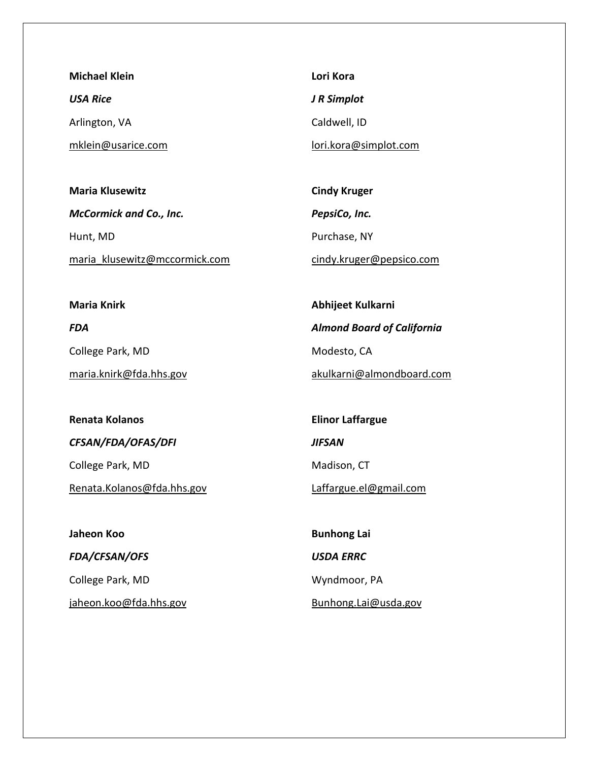**Michael Klein**

***USA Rice***

Arlington, VA

mklein@usarice.com

**Maria Klusewitz**

***McCormick and Co., Inc.***

Hunt, MD

maria_klusewitz@mccormick.com

**Maria Knirk**

***FDA***

College Park, MD

maria.knirk@fda.hhs.gov

**Renata Kolanos**

***CFSAN/FDA/OFAS/DFI***

College Park, MD

Renata.Kolanos@fda.hhs.gov

**Jaheon Koo**

***FDA/CFSAN/OFS***

College Park, MD

jaheon.koo@fda.hhs.gov

**Lori Kora**

***J R Simplot***

Caldwell, ID

lori.kora@simplot.com

**Cindy Kruger**

***PepsiCo, Inc.***

Purchase, NY

cindy.kruger@pepsico.com

**Abhijeet Kulkarni**

***Almond Board of California***

Modesto, CA

akulkarni@almondboard.com

**Elinor Laffargue**

***JIFSAN***

Madison, CT

Laffargue.el@gmail.com

**Bunhong Lai**

***USDA ERRC***

Wyndmoor, PA

Bunhong.Lai@usda.gov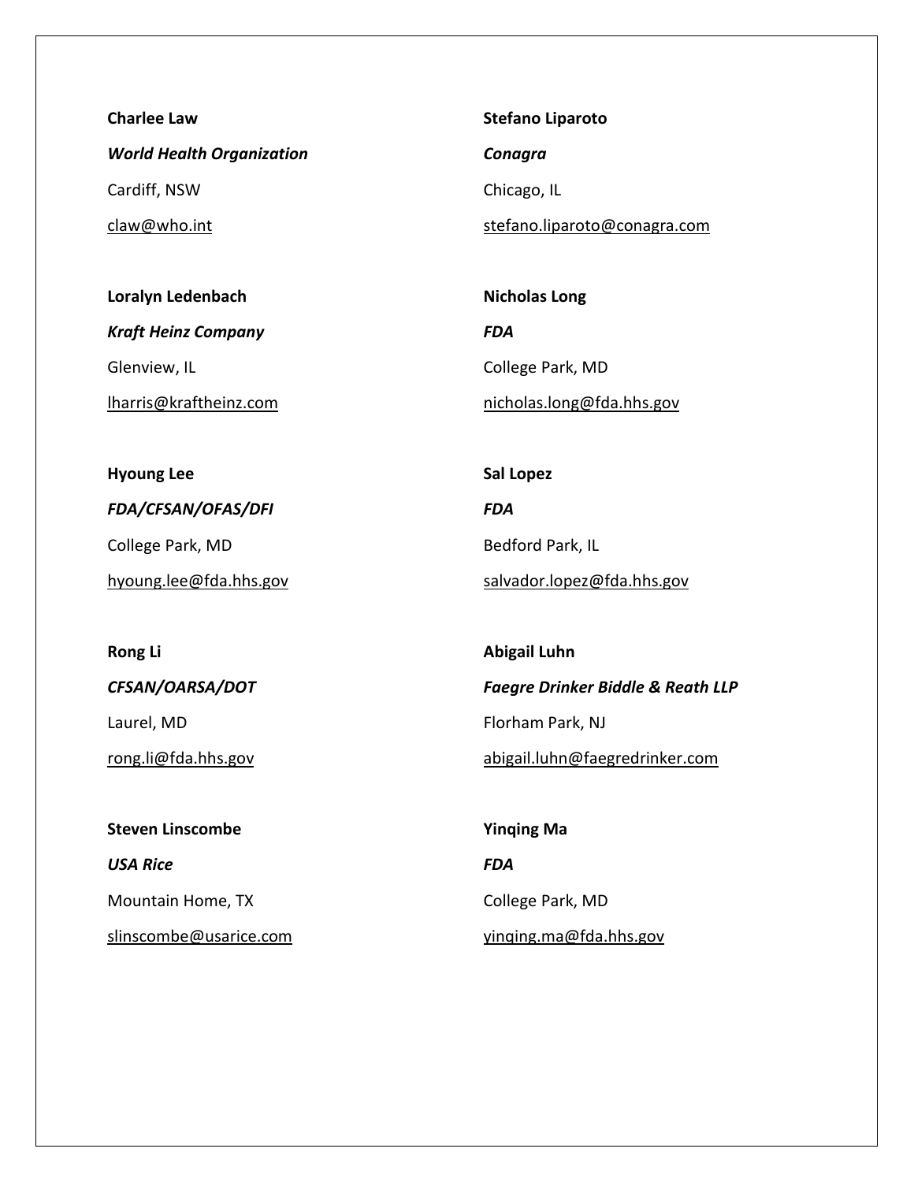**Charlee Law**

***World Health Organization***

Cardiff, NSW

claw@who.int

**Loralyn Ledenbach**

***Kraft Heinz Company***

Glenview, IL

lharris@kraftheinz.com

**Hyoung Lee**

***FDA/CFSAN/OFAS/DFI***

College Park, MD

hyoung.lee@fda.hhs.gov

**Rong Li**

***CFSAN/OARSA/DOT***

Laurel, MD

rong.li@fda.hhs.gov

**Steven Linscombe**

***USA Rice***

Mountain Home, TX

slinscombe@usarice.com

**Stefano Liparoto**

***Conagra***

Chicago, IL

stefano.liparoto@conagra.com

**Nicholas Long**

***FDA***

College Park, MD

nicholas.long@fda.hhs.gov

**Sal Lopez**

***FDA***

Bedford Park, IL

salvador.lopez@fda.hhs.gov

**Abigail Luhn**

***Faegre Drinker Biddle & Reath LLP***

Florham Park, NJ

abigail.luhn@faegredrinker.com

**Yinqing Ma**

***FDA***

College Park, MD

yinqing.ma@fda.hhs.gov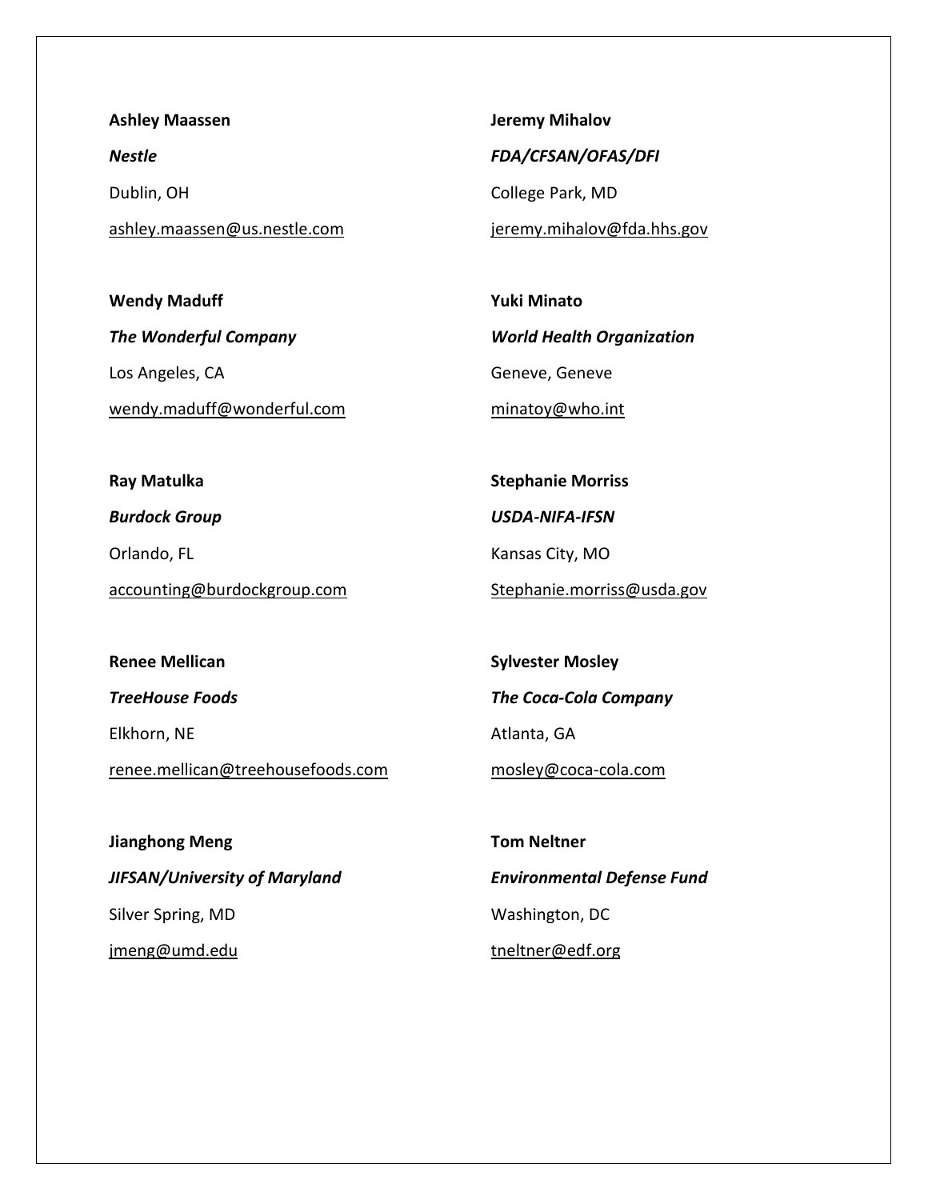**Ashley Maassen**

***Nestle***

Dublin, OH

ashley.maassen@us.nestle.com

**Wendy Maduff**

***The Wonderful Company***

Los Angeles, CA

wendy.maduff@wonderful.com

**Ray Matulka**

***Burdock Group***

Orlando, FL

accounting@burdockgroup.com

**Renee Mellican**

***TreeHouse Foods***

Elkhorn, NE

renee.mellican@treehousefoods.com

**Jianghong Meng**

***JIFSAN/University of Maryland***

Silver Spring, MD

jmeng@umd.edu

**Jeremy Mihalov**

***FDA/CFSAN/OFAS/DFI***

College Park, MD

jeremy.mihalov@fda.hhs.gov

**Yuki Minato**

***World Health Organization***

Geneve, Geneve

minatoy@who.int

**Stephanie Morriss**

***USDA-NIFA-IFSN***

Kansas City, MO

Stephanie.morriss@usda.gov

**Sylvester Mosley**

***The Coca-Cola Company***

Atlanta, GA

mosley@coca-cola.com

**Tom Neltner**

***Environmental Defense Fund***

Washington, DC

tneltner@edf.org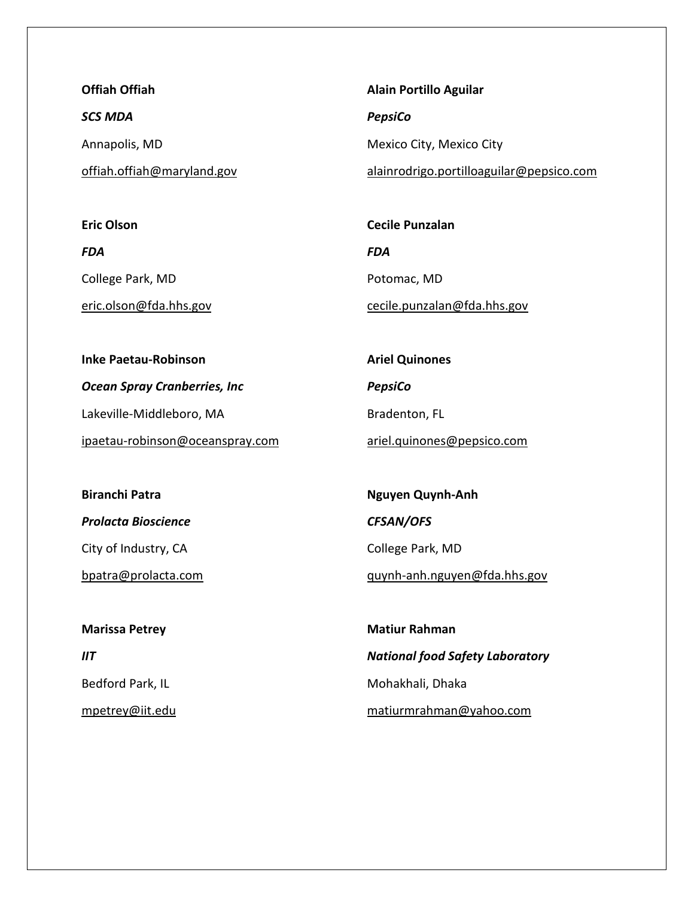**Offiah Offiah**

***SCS MDA***

Annapolis, MD

offiah.offiah@maryland.gov

**Eric Olson**

***FDA***

College Park, MD

eric.olson@fda.hhs.gov

**Inke Paetau-Robinson**

***Ocean Spray Cranberries, Inc***

Lakeville-Middleboro, MA

ipaetau-robinson@oceanspray.com

**Biranchi Patra**

***Prolacta Bioscience***

City of Industry, CA

bpatra@prolacta.com

**Marissa Petrey**

***IIT***

Bedford Park, IL

mpetrey@iit.edu

**Alain Portillo Aguilar**

***PepsiCo***

Mexico City, Mexico City

alainrodrigo.portilloaguilar@pepsico.com

**Cecile Punzalan**

***FDA***

Potomac, MD

cecile.punzalan@fda.hhs.gov

**Ariel Quinones**

***PepsiCo***

Bradenton, FL

ariel.quinones@pepsico.com

**Nguyen Quynh-Anh**

***CFSAN/OFS***

College Park, MD

quynh-anh.nguyen@fda.hhs.gov

**Matiur Rahman**

***National food Safety Laboratory***

Mohakhali, Dhaka

matiurmrahman@yahoo.com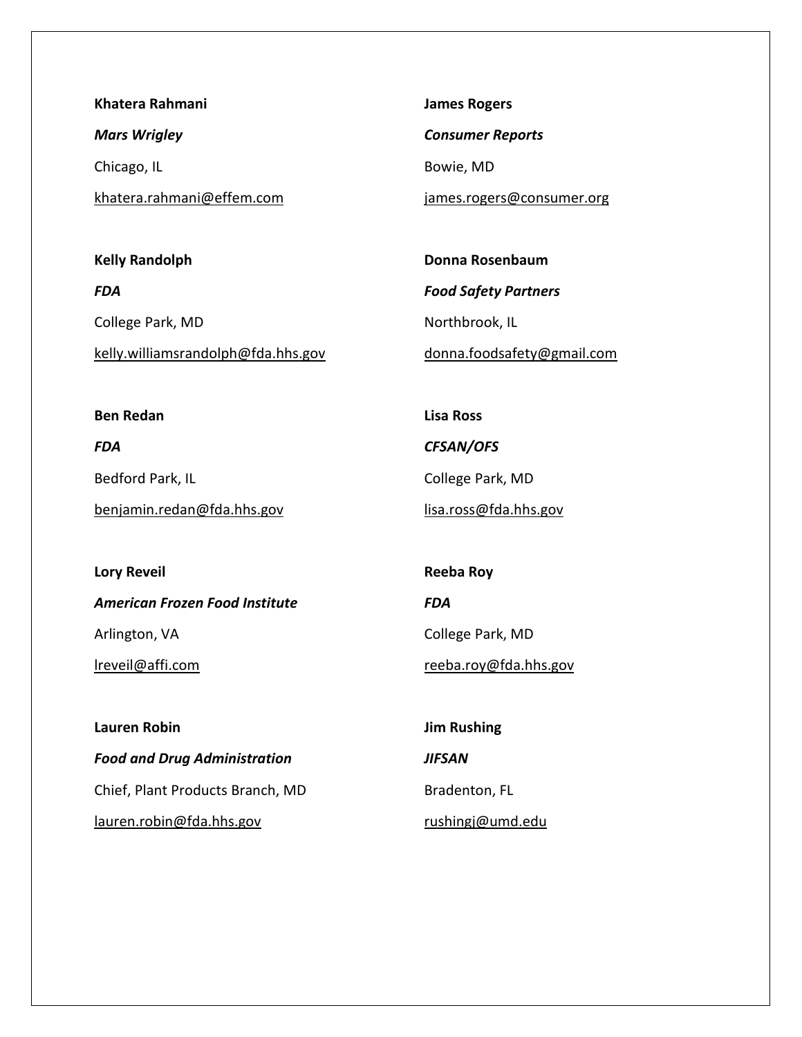**Khatera Rahmani**

***Mars Wrigley***

Chicago, IL

khatera.rahmani@effem.com

**Kelly Randolph**

***FDA***

College Park, MD

kelly.williamsrandolph@fda.hhs.gov

**Ben Redan**

***FDA***

Bedford Park, IL

benjamin.redan@fda.hhs.gov

**Lory Reveil**

***American Frozen Food Institute***

Arlington, VA

lreveil@affi.com

**Lauren Robin**

***Food and Drug Administration***

Chief, Plant Products Branch, MD

lauren.robin@fda.hhs.gov

**James Rogers**

***Consumer Reports***

Bowie, MD

james.rogers@consumer.org

**Donna Rosenbaum**

***Food Safety Partners***

Northbrook, IL

donna.foodsafety@gmail.com

**Lisa Ross**

***CFSAN/OFS***

College Park, MD

lisa.ross@fda.hhs.gov

**Reeba Roy**

***FDA***

College Park, MD

reeba.roy@fda.hhs.gov

**Jim Rushing**

***JIFSAN***

Bradenton, FL

rushingj@umd.edu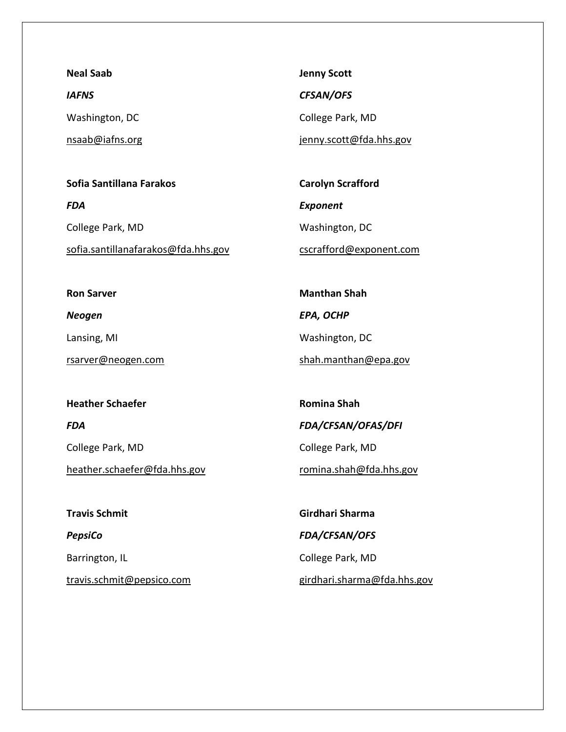**Neal Saab**

***IAFNS***

Washington, DC

nsaab@iafns.org

**Sofia Santillana Farakos**

***FDA***

College Park, MD

sofia.santillanafarakos@fda.hhs.gov

**Ron Sarver**

***Neogen***

Lansing, MI

rsarver@neogen.com

**Heather Schaefer**

***FDA***

College Park, MD

heather.schaefer@fda.hhs.gov

**Travis Schmit**

***PepsiCo***

Barrington, IL

travis.schmit@pepsico.com

**Jenny Scott**

***CFSAN/OFS***

College Park, MD

jenny.scott@fda.hhs.gov

**Carolyn Scrafford**

***Exponent***

Washington, DC

cscrafford@exponent.com

**Manthan Shah**

***EPA, OCHP***

Washington, DC

shah.manthan@epa.gov

**Romina Shah**

***FDA/CFSAN/OFAS/DFI***

College Park, MD

romina.shah@fda.hhs.gov

**Girdhari Sharma**

***FDA/CFSAN/OFS***

College Park, MD

girdhari.sharma@fda.hhs.gov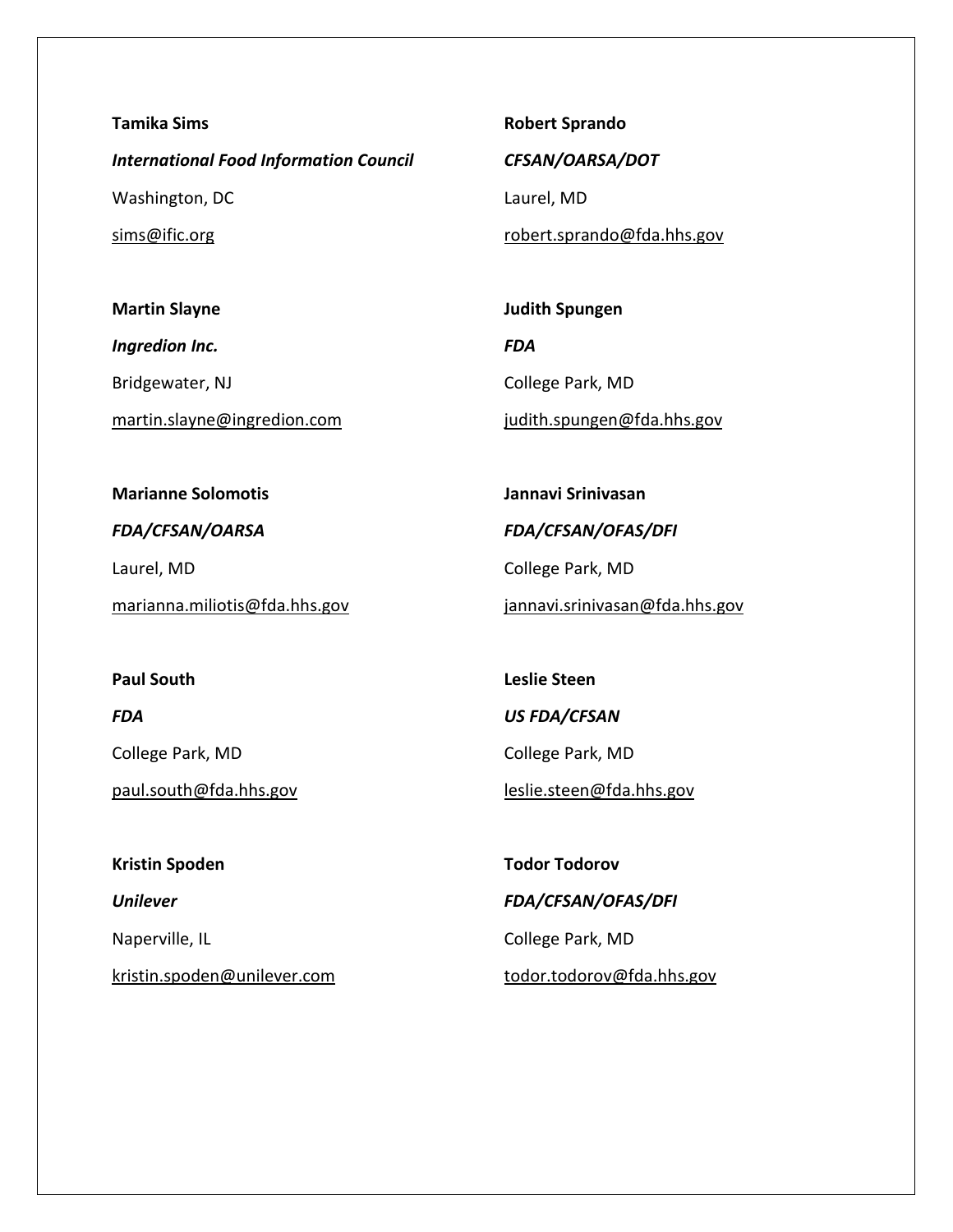**Tamika Sims**

***International Food Information Council***

Washington, DC

sims@ific.org

**Martin Slayne**

***Ingredion Inc.***

Bridgewater, NJ

martin.slayne@ingredion.com

**Marianne Solomotis**

***FDA/CFSAN/OARSA***

Laurel, MD

marianna.miliotis@fda.hhs.gov

**Paul South**

***FDA***

College Park, MD

paul.south@fda.hhs.gov

**Kristin Spoden**

***Unilever***

Naperville, IL

kristin.spoden@unilever.com

**Robert Sprando**

***CFSAN/OARSA/DOT***

Laurel, MD

robert.sprando@fda.hhs.gov

**Judith Spungen**

***FDA***

College Park, MD

judith.spungen@fda.hhs.gov

**Jannavi Srinivasan**

***FDA/CFSAN/OFAS/DFI***

College Park, MD

jannavi.srinivasan@fda.hhs.gov

**Leslie Steen**

***US FDA/CFSAN***

College Park, MD

leslie.steen@fda.hhs.gov

**Todor Todorov**

***FDA/CFSAN/OFAS/DFI***

College Park, MD

todor.todorov@fda.hhs.gov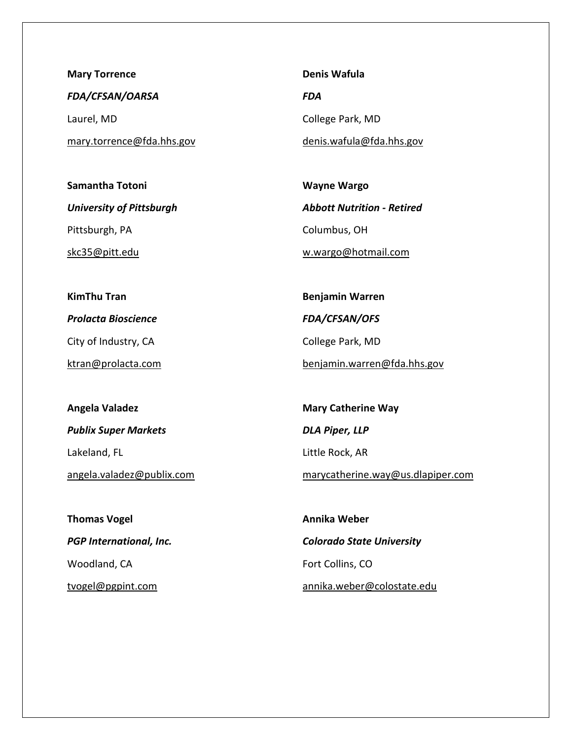**Mary Torrence**

***FDA/CFSAN/OARSA***

Laurel, MD

mary.torrence@fda.hhs.gov

**Samantha Totoni**

***University of Pittsburgh***

Pittsburgh, PA

skc35@pitt.edu

**KimThu Tran**

***Prolacta Bioscience***

City of Industry, CA

ktran@prolacta.com

**Angela Valadez**

***Publix Super Markets***

Lakeland, FL

angela.valadez@publix.com

**Thomas Vogel**

***PGP International, Inc.***

Woodland, CA

tvogel@pgpint.com

**Denis Wafula**

***FDA***

College Park, MD

denis.wafula@fda.hhs.gov

**Wayne Wargo**

***Abbott Nutrition - Retired***

Columbus, OH

w.wargo@hotmail.com

**Benjamin Warren**

***FDA/CFSAN/OFS***

College Park, MD

benjamin.warren@fda.hhs.gov

**Mary Catherine Way**

***DLA Piper, LLP***

Little Rock, AR

marycatherine.way@us.dlapiper.com

**Annika Weber**

***Colorado State University***

Fort Collins, CO

annika.weber@colostate.edu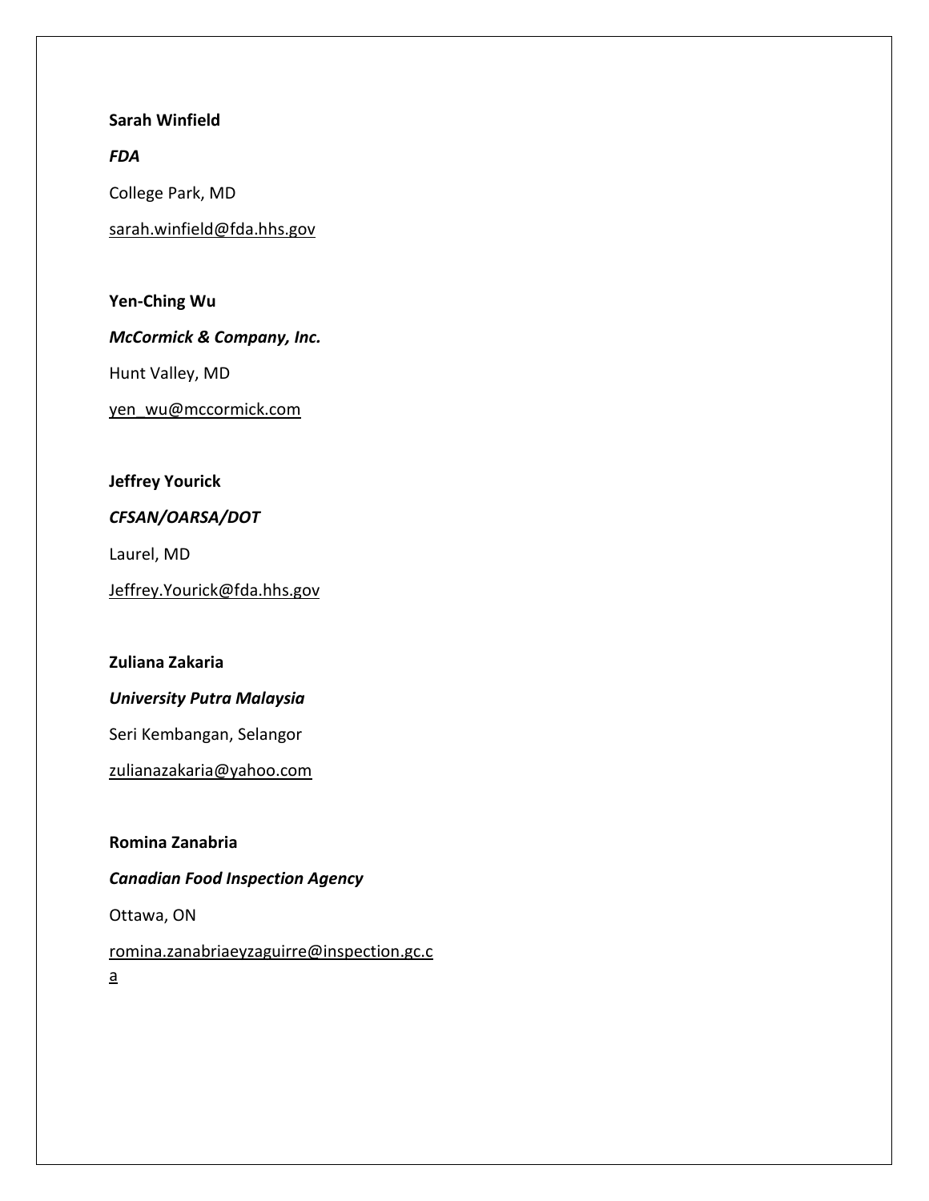**Sarah Winfield**

***FDA***

College Park, MD

sarah.winfield@fda.hhs.gov

**Yen-Ching Wu**

***McCormick & Company, Inc.***

Hunt Valley, MD

yen_wu@mccormick.com

**Jeffrey Yourick**

***CFSAN/OARSA/DOT***

Laurel, MD

Jeffrey.Yourick@fda.hhs.gov

**Zuliana Zakaria**

***University Putra Malaysia***

Seri Kembangan, Selangor

zulianazakaria@yahoo.com

**Romina Zanabria**

***Canadian Food Inspection Agency***

Ottawa, ON

romina.zanabriaeyzaguirre@inspection.gc.ca